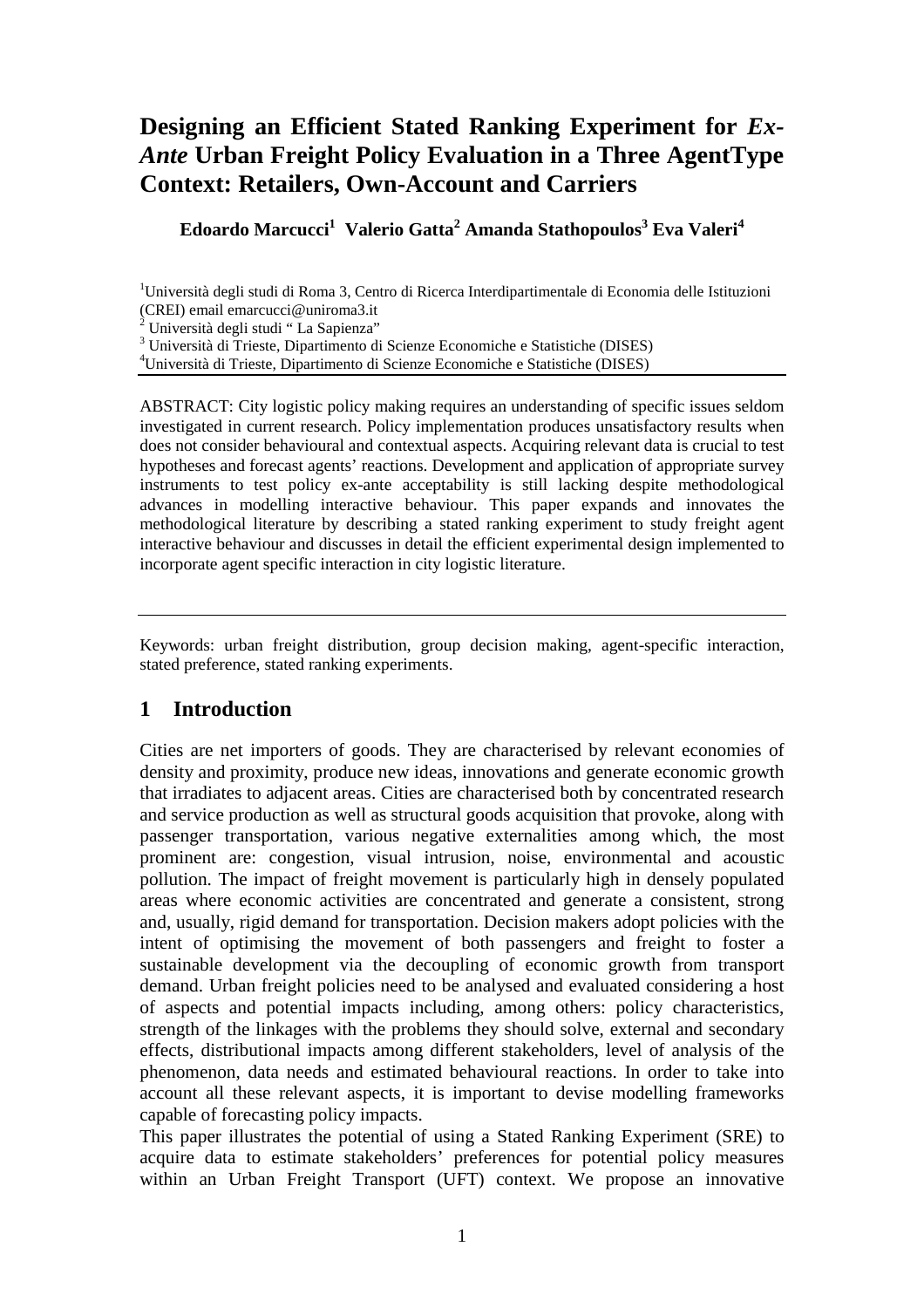# Designing an Efficient Stated Ranking Experiment for *Ex-Ante* Urban Freight Policy Evaluation in a Three AgentType Context: Retailers, Own-Account and Carriers

**Edoardo Marcucci[1] Valerio Gatta[2] Amanda Stathopoulos[3] Eva Valeri[4]**

[1]Università degli studi di Roma 3, Centro di Ricerca Interdipartimentale di Economia delle Istituzioni (CREI) email emarcucci@uniroma3.it

[2] Università degli studi " La Sapienza"

[3] Università di Trieste, Dipartimento di Scienze Economiche e Statistiche (DISES)

[4]Università di Trieste, Dipartimento di Scienze Economiche e Statistiche (DISES)

ABSTRACT: City logistic policy making requires an understanding of specific issues seldom investigated in current research. Policy implementation produces unsatisfactory results when does not consider behavioural and contextual aspects. Acquiring relevant data is crucial to test hypotheses and forecast agents' reactions. Development and application of appropriate survey instruments to test policy ex-ante acceptability is still lacking despite methodological advances in modelling interactive behaviour. This paper expands and innovates the methodological literature by describing a stated ranking experiment to study freight agent interactive behaviour and discusses in detail the efficient experimental design implemented to incorporate agent specific interaction in city logistic literature.

Keywords: urban freight distribution, group decision making, agent-specific interaction, stated preference, stated ranking experiments.

## 1 Introduction

Cities are net importers of goods. They are characterised by relevant economies of density and proximity, produce new ideas, innovations and generate economic growth that irradiates to adjacent areas. Cities are characterised both by concentrated research and service production as well as structural goods acquisition that provoke, along with passenger transportation, various negative externalities among which, the most prominent are: congestion, visual intrusion, noise, environmental and acoustic pollution. The impact of freight movement is particularly high in densely populated areas where economic activities are concentrated and generate a consistent, strong and, usually, rigid demand for transportation. Decision makers adopt policies with the intent of optimising the movement of both passengers and freight to foster a sustainable development via the decoupling of economic growth from transport demand. Urban freight policies need to be analysed and evaluated considering a host of aspects and potential impacts including, among others: policy characteristics, strength of the linkages with the problems they should solve, external and secondary effects, distributional impacts among different stakeholders, level of analysis of the phenomenon, data needs and estimated behavioural reactions. In order to take into account all these relevant aspects, it is important to devise modelling frameworks capable of forecasting policy impacts.

This paper illustrates the potential of using a Stated Ranking Experiment (SRE) to acquire data to estimate stakeholders' preferences for potential policy measures within an Urban Freight Transport (UFT) context. We propose an innovative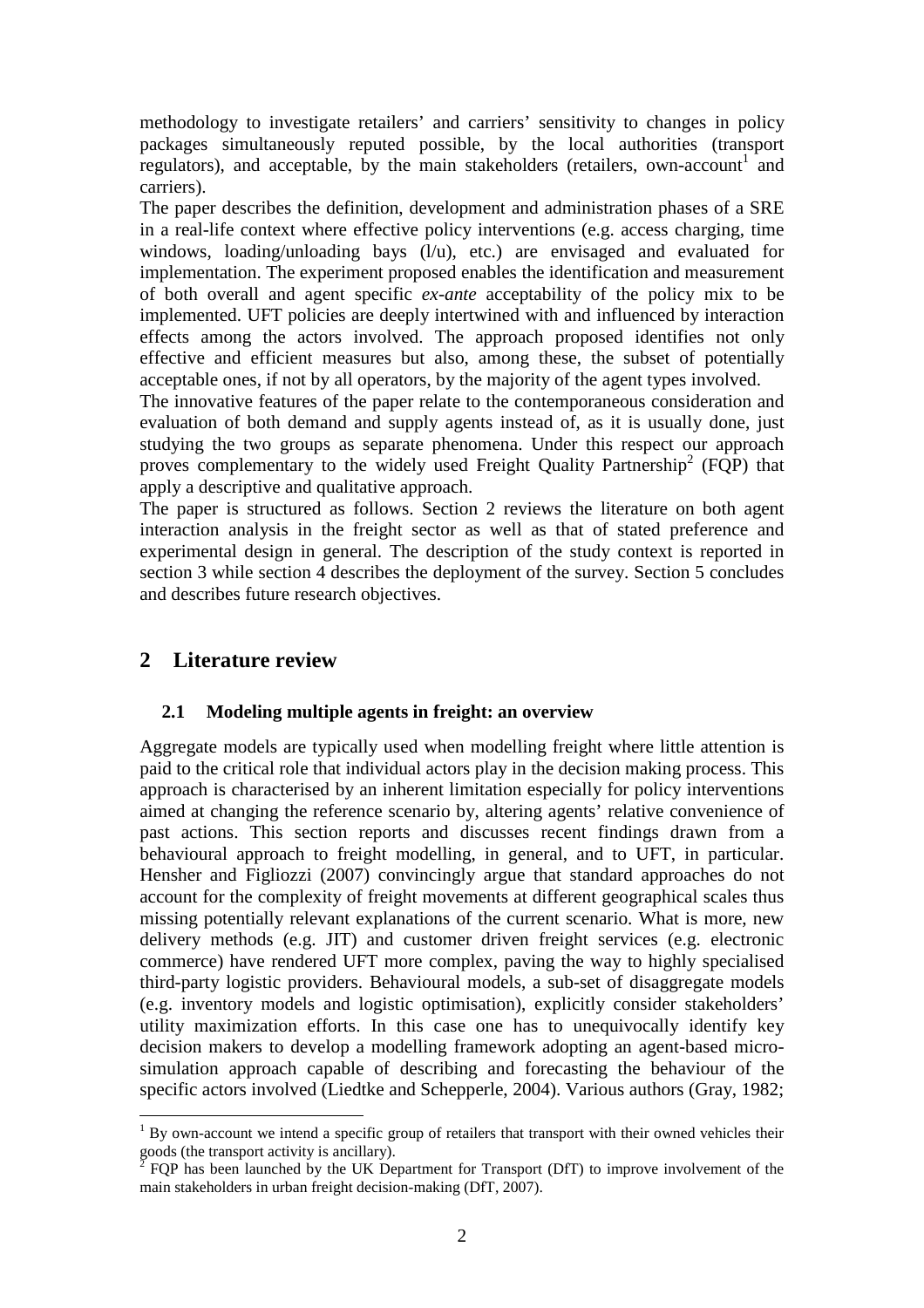methodology to investigate retailers' and carriers' sensitivity to changes in policy packages simultaneously reputed possible, by the local authorities (transport regulators), and acceptable, by the main stakeholders (retailers, own-account[1] and carriers).

The paper describes the definition, development and administration phases of a SRE in a real-life context where effective policy interventions (e.g. access charging, time windows, loading/unloading bays (l/u), etc.) are envisaged and evaluated for implementation. The experiment proposed enables the identification and measurement of both overall and agent specific *ex-ante* acceptability of the policy mix to be implemented. UFT policies are deeply intertwined with and influenced by interaction effects among the actors involved. The approach proposed identifies not only effective and efficient measures but also, among these, the subset of potentially acceptable ones, if not by all operators, by the majority of the agent types involved.

The innovative features of the paper relate to the contemporaneous consideration and evaluation of both demand and supply agents instead of, as it is usually done, just studying the two groups as separate phenomena. Under this respect our approach proves complementary to the widely used Freight Quality Partnership[2] (FQP) that apply a descriptive and qualitative approach.

The paper is structured as follows. Section 2 reviews the literature on both agent interaction analysis in the freight sector as well as that of stated preference and experimental design in general. The description of the study context is reported in section 3 while section 4 describes the deployment of the survey. Section 5 concludes and describes future research objectives.

## 2 Literature review

### 2.1 Modeling multiple agents in freight: an overview

Aggregate models are typically used when modelling freight where little attention is paid to the critical role that individual actors play in the decision making process. This approach is characterised by an inherent limitation especially for policy interventions aimed at changing the reference scenario by, altering agents' relative convenience of past actions. This section reports and discusses recent findings drawn from a behavioural approach to freight modelling, in general, and to UFT, in particular. Hensher and Figliozzi (2007) convincingly argue that standard approaches do not account for the complexity of freight movements at different geographical scales thus missing potentially relevant explanations of the current scenario. What is more, new delivery methods (e.g. JIT) and customer driven freight services (e.g. electronic commerce) have rendered UFT more complex, paving the way to highly specialised third-party logistic providers. Behavioural models, a sub-set of disaggregate models (e.g. inventory models and logistic optimisation), explicitly consider stakeholders' utility maximization efforts. In this case one has to unequivocally identify key decision makers to develop a modelling framework adopting an agent-based micro-simulation approach capable of describing and forecasting the behaviour of the specific actors involved (Liedtke and Schepperle, 2004). Various authors (Gray, 1982;

[1] By own-account we intend a specific group of retailers that transport with their owned vehicles their goods (the transport activity is ancillary).

[2] FQP has been launched by the UK Department for Transport (DfT) to improve involvement of the main stakeholders in urban freight decision-making (DfT, 2007).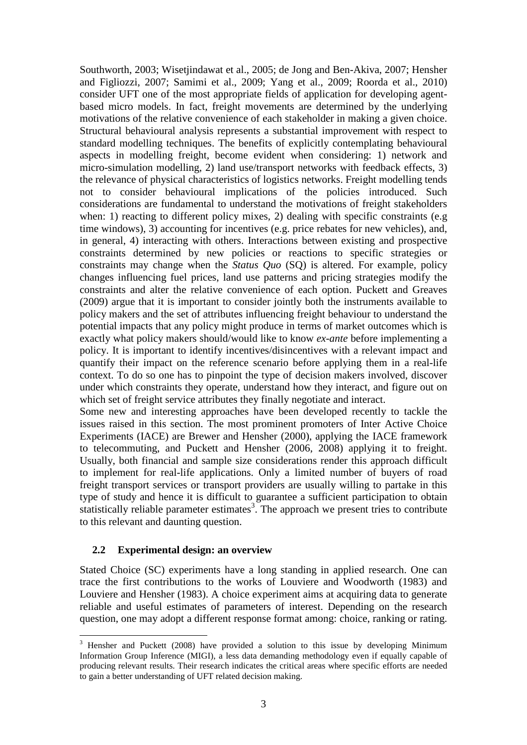Southworth, 2003; Wisetjindawat et al., 2005; de Jong and Ben-Akiva, 2007; Hensher and Figliozzi, 2007; Samimi et al., 2009; Yang et al., 2009; Roorda et al., 2010) consider UFT one of the most appropriate fields of application for developing agent-based micro models. In fact, freight movements are determined by the underlying motivations of the relative convenience of each stakeholder in making a given choice. Structural behavioural analysis represents a substantial improvement with respect to standard modelling techniques. The benefits of explicitly contemplating behavioural aspects in modelling freight, become evident when considering: 1) network and micro-simulation modelling, 2) land use/transport networks with feedback effects, 3) the relevance of physical characteristics of logistics networks. Freight modelling tends not to consider behavioural implications of the policies introduced. Such considerations are fundamental to understand the motivations of freight stakeholders when: 1) reacting to different policy mixes, 2) dealing with specific constraints (e.g time windows), 3) accounting for incentives (e.g. price rebates for new vehicles), and, in general, 4) interacting with others. Interactions between existing and prospective constraints determined by new policies or reactions to specific strategies or constraints may change when the *Status Quo* (SQ) is altered. For example, policy changes influencing fuel prices, land use patterns and pricing strategies modify the constraints and alter the relative convenience of each option. Puckett and Greaves (2009) argue that it is important to consider jointly both the instruments available to policy makers and the set of attributes influencing freight behaviour to understand the potential impacts that any policy might produce in terms of market outcomes which is exactly what policy makers should/would like to know *ex-ante* before implementing a policy. It is important to identify incentives/disincentives with a relevant impact and quantify their impact on the reference scenario before applying them in a real-life context. To do so one has to pinpoint the type of decision makers involved, discover under which constraints they operate, understand how they interact, and figure out on which set of freight service attributes they finally negotiate and interact.

Some new and interesting approaches have been developed recently to tackle the issues raised in this section. The most prominent promoters of Inter Active Choice Experiments (IACE) are Brewer and Hensher (2000), applying the IACE framework to telecommuting, and Puckett and Hensher (2006, 2008) applying it to freight. Usually, both financial and sample size considerations render this approach difficult to implement for real-life applications. Only a limited number of buyers of road freight transport services or transport providers are usually willing to partake in this type of study and hence it is difficult to guarantee a sufficient participation to obtain statistically reliable parameter estimates[3]. The approach we present tries to contribute to this relevant and daunting question.

## 2.2 Experimental design: an overview

Stated Choice (SC) experiments have a long standing in applied research. One can trace the first contributions to the works of Louviere and Woodworth (1983) and Louviere and Hensher (1983). A choice experiment aims at acquiring data to generate reliable and useful estimates of parameters of interest. Depending on the research question, one may adopt a different response format among: choice, ranking or rating.

[3] Hensher and Puckett (2008) have provided a solution to this issue by developing Minimum Information Group Inference (MIGI), a less data demanding methodology even if equally capable of producing relevant results. Their research indicates the critical areas where specific efforts are needed to gain a better understanding of UFT related decision making.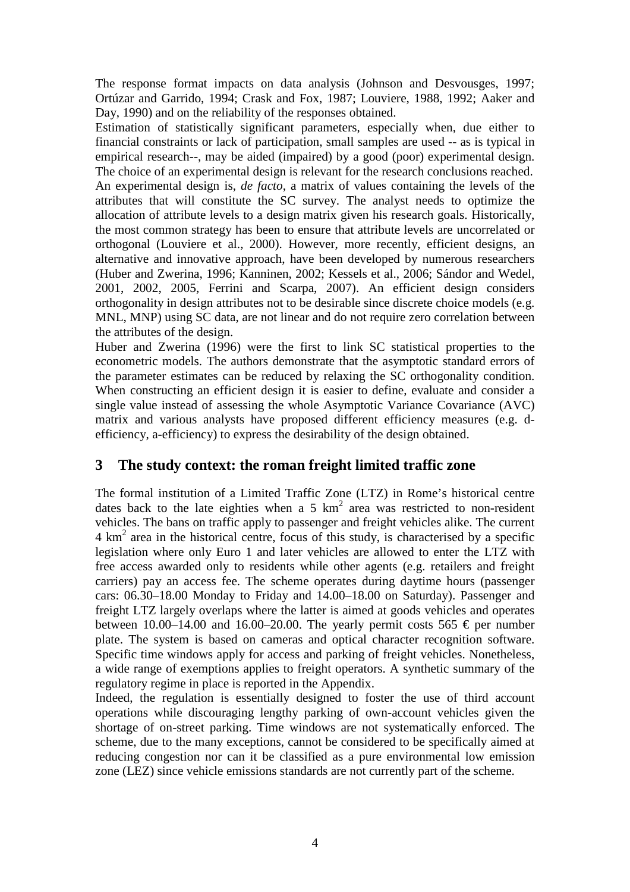The response format impacts on data analysis (Johnson and Desvousges, 1997; Ortúzar and Garrido, 1994; Crask and Fox, 1987; Louviere, 1988, 1992; Aaker and Day, 1990) and on the reliability of the responses obtained.

Estimation of statistically significant parameters, especially when, due either to financial constraints or lack of participation, small samples are used -- as is typical in empirical research--, may be aided (impaired) by a good (poor) experimental design. The choice of an experimental design is relevant for the research conclusions reached.

An experimental design is, *de facto*, a matrix of values containing the levels of the attributes that will constitute the SC survey. The analyst needs to optimize the allocation of attribute levels to a design matrix given his research goals. Historically, the most common strategy has been to ensure that attribute levels are uncorrelated or orthogonal (Louviere et al., 2000). However, more recently, efficient designs, an alternative and innovative approach, have been developed by numerous researchers (Huber and Zwerina, 1996; Kanninen, 2002; Kessels et al., 2006; Sándor and Wedel, 2001, 2002, 2005, Ferrini and Scarpa, 2007). An efficient design considers orthogonality in design attributes not to be desirable since discrete choice models (e.g. MNL, MNP) using SC data, are not linear and do not require zero correlation between the attributes of the design.

Huber and Zwerina (1996) were the first to link SC statistical properties to the econometric models. The authors demonstrate that the asymptotic standard errors of the parameter estimates can be reduced by relaxing the SC orthogonality condition. When constructing an efficient design it is easier to define, evaluate and consider a single value instead of assessing the whole Asymptotic Variance Covariance (AVC) matrix and various analysts have proposed different efficiency measures (e.g. d-efficiency, a-efficiency) to express the desirability of the design obtained.

## 3 The study context: the roman freight limited traffic zone

The formal institution of a Limited Traffic Zone (LTZ) in Rome's historical centre dates back to the late eighties when a 5 $km^2$ area was restricted to non-resident vehicles. The bans on traffic apply to passenger and freight vehicles alike. The current 4 $km^2$ area in the historical centre, focus of this study, is characterised by a specific legislation where only Euro 1 and later vehicles are allowed to enter the LTZ with free access awarded only to residents while other agents (e.g. retailers and freight carriers) pay an access fee. The scheme operates during daytime hours (passenger cars: 06.30–18.00 Monday to Friday and 14.00–18.00 on Saturday). Passenger and freight LTZ largely overlaps where the latter is aimed at goods vehicles and operates between 10.00–14.00 and 16.00–20.00. The yearly permit costs 565 € per number plate. The system is based on cameras and optical character recognition software. Specific time windows apply for access and parking of freight vehicles. Nonetheless, a wide range of exemptions applies to freight operators. A synthetic summary of the regulatory regime in place is reported in the Appendix.

Indeed, the regulation is essentially designed to foster the use of third account operations while discouraging lengthy parking of own-account vehicles given the shortage of on-street parking. Time windows are not systematically enforced. The scheme, due to the many exceptions, cannot be considered to be specifically aimed at reducing congestion nor can it be classified as a pure environmental low emission zone (LEZ) since vehicle emissions standards are not currently part of the scheme.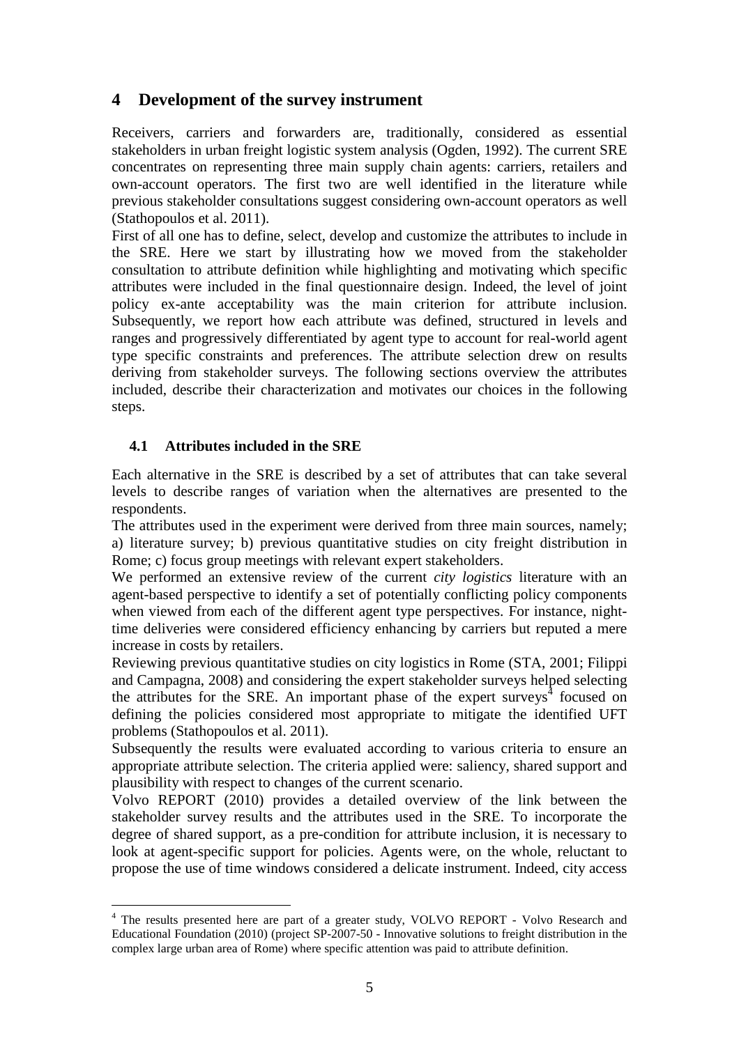# 4 Development of the survey instrument

Receivers, carriers and forwarders are, traditionally, considered as essential stakeholders in urban freight logistic system analysis (Ogden, 1992). The current SRE concentrates on representing three main supply chain agents: carriers, retailers and own-account operators. The first two are well identified in the literature while previous stakeholder consultations suggest considering own-account operators as well (Stathopoulos et al. 2011).

First of all one has to define, select, develop and customize the attributes to include in the SRE. Here we start by illustrating how we moved from the stakeholder consultation to attribute definition while highlighting and motivating which specific attributes were included in the final questionnaire design. Indeed, the level of joint policy ex-ante acceptability was the main criterion for attribute inclusion. Subsequently, we report how each attribute was defined, structured in levels and ranges and progressively differentiated by agent type to account for real-world agent type specific constraints and preferences. The attribute selection drew on results deriving from stakeholder surveys. The following sections overview the attributes included, describe their characterization and motivates our choices in the following steps.

## 4.1 Attributes included in the SRE

Each alternative in the SRE is described by a set of attributes that can take several levels to describe ranges of variation when the alternatives are presented to the respondents.

The attributes used in the experiment were derived from three main sources, namely; a) literature survey; b) previous quantitative studies on city freight distribution in Rome; c) focus group meetings with relevant expert stakeholders.

We performed an extensive review of the current *city logistics* literature with an agent-based perspective to identify a set of potentially conflicting policy components when viewed from each of the different agent type perspectives. For instance, night-time deliveries were considered efficiency enhancing by carriers but reputed a mere increase in costs by retailers.

Reviewing previous quantitative studies on city logistics in Rome (STA, 2001; Filippi and Campagna, 2008) and considering the expert stakeholder surveys helped selecting the attributes for the SRE. An important phase of the expert surveys[4] focused on defining the policies considered most appropriate to mitigate the identified UFT problems (Stathopoulos et al. 2011).

Subsequently the results were evaluated according to various criteria to ensure an appropriate attribute selection. The criteria applied were: saliency, shared support and plausibility with respect to changes of the current scenario.

Volvo REPORT (2010) provides a detailed overview of the link between the stakeholder survey results and the attributes used in the SRE. To incorporate the degree of shared support, as a pre-condition for attribute inclusion, it is necessary to look at agent-specific support for policies. Agents were, on the whole, reluctant to propose the use of time windows considered a delicate instrument. Indeed, city access

---

[4] The results presented here are part of a greater study, VOLVO REPORT - Volvo Research and Educational Foundation (2010) (project SP-2007-50 - Innovative solutions to freight distribution in the complex large urban area of Rome) where specific attention was paid to attribute definition.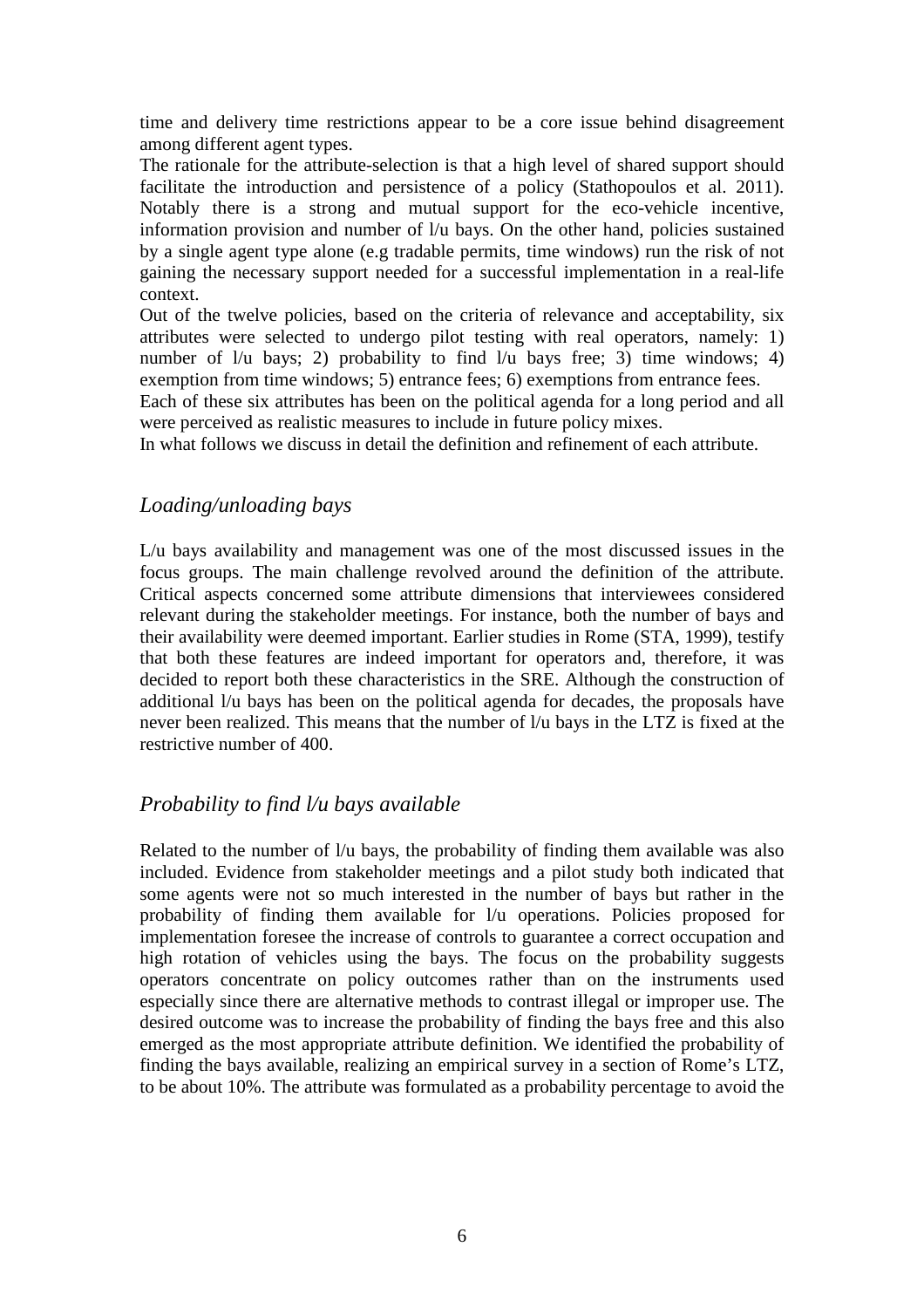time and delivery time restrictions appear to be a core issue behind disagreement among different agent types.

The rationale for the attribute-selection is that a high level of shared support should facilitate the introduction and persistence of a policy (Stathopoulos et al. 2011). Notably there is a strong and mutual support for the eco-vehicle incentive, information provision and number of l/u bays. On the other hand, policies sustained by a single agent type alone (e.g tradable permits, time windows) run the risk of not gaining the necessary support needed for a successful implementation in a real-life context.

Out of the twelve policies, based on the criteria of relevance and acceptability, six attributes were selected to undergo pilot testing with real operators, namely: 1) number of l/u bays; 2) probability to find l/u bays free; 3) time windows; 4) exemption from time windows; 5) entrance fees; 6) exemptions from entrance fees.

Each of these six attributes has been on the political agenda for a long period and all were perceived as realistic measures to include in future policy mixes.

In what follows we discuss in detail the definition and refinement of each attribute.

## *Loading/unloading bays*

L/u bays availability and management was one of the most discussed issues in the focus groups. The main challenge revolved around the definition of the attribute. Critical aspects concerned some attribute dimensions that interviewees considered relevant during the stakeholder meetings. For instance, both the number of bays and their availability were deemed important. Earlier studies in Rome (STA, 1999), testify that both these features are indeed important for operators and, therefore, it was decided to report both these characteristics in the SRE. Although the construction of additional l/u bays has been on the political agenda for decades, the proposals have never been realized. This means that the number of l/u bays in the LTZ is fixed at the restrictive number of 400.

## *Probability to find l/u bays available*

Related to the number of l/u bays, the probability of finding them available was also included. Evidence from stakeholder meetings and a pilot study both indicated that some agents were not so much interested in the number of bays but rather in the probability of finding them available for l/u operations. Policies proposed for implementation foresee the increase of controls to guarantee a correct occupation and high rotation of vehicles using the bays. The focus on the probability suggests operators concentrate on policy outcomes rather than on the instruments used especially since there are alternative methods to contrast illegal or improper use. The desired outcome was to increase the probability of finding the bays free and this also emerged as the most appropriate attribute definition. We identified the probability of finding the bays available, realizing an empirical survey in a section of Rome's LTZ, to be about 10%. The attribute was formulated as a probability percentage to avoid the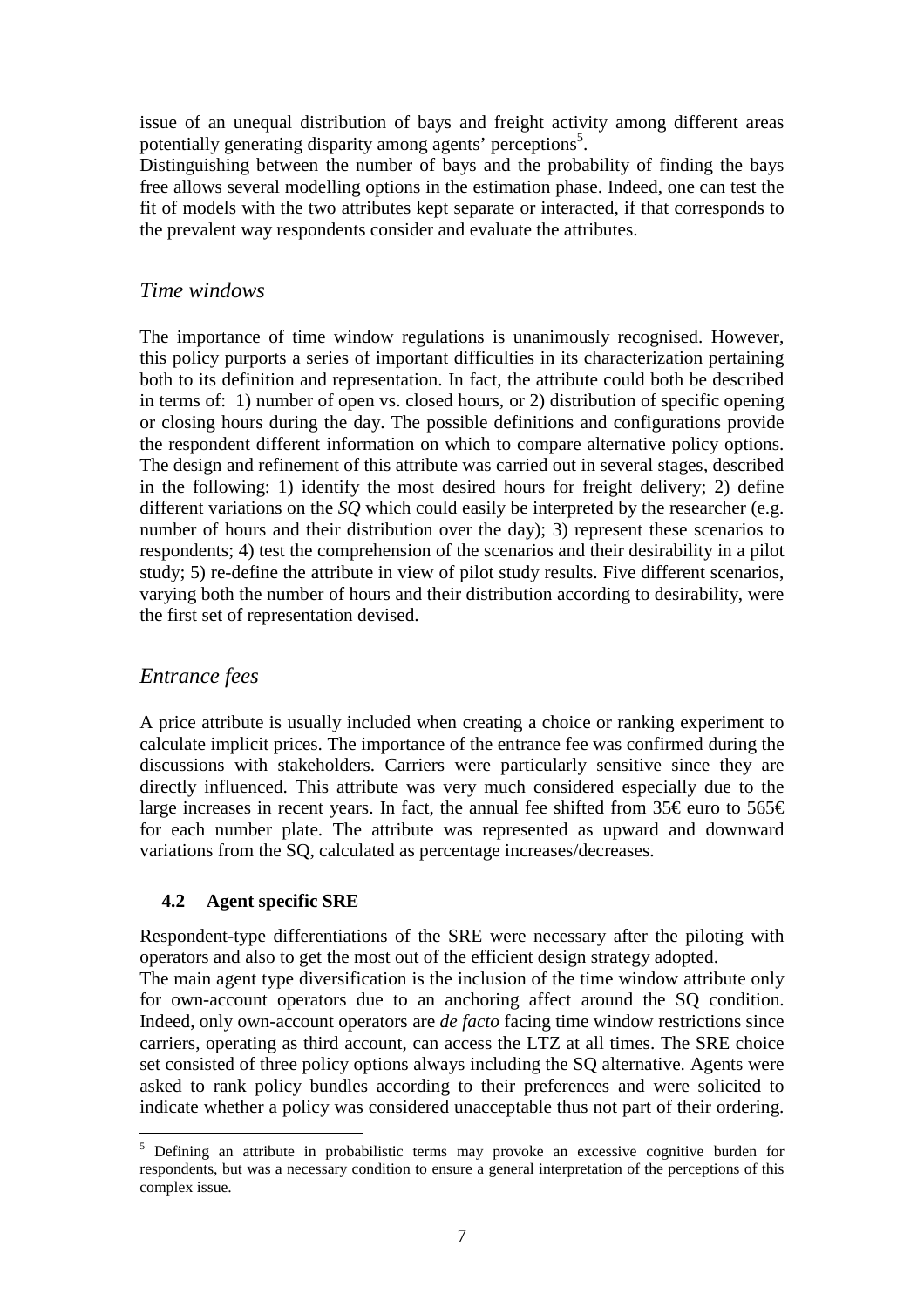issue of an unequal distribution of bays and freight activity among different areas potentially generating disparity among agents' perceptions[5].

Distinguishing between the number of bays and the probability of finding the bays free allows several modelling options in the estimation phase. Indeed, one can test the fit of models with the two attributes kept separate or interacted, if that corresponds to the prevalent way respondents consider and evaluate the attributes.

### *Time windows*

The importance of time window regulations is unanimously recognised. However, this policy purports a series of important difficulties in its characterization pertaining both to its definition and representation. In fact, the attribute could both be described in terms of: 1) number of open vs. closed hours, or 2) distribution of specific opening or closing hours during the day. The possible definitions and configurations provide the respondent different information on which to compare alternative policy options. The design and refinement of this attribute was carried out in several stages, described in the following: 1) identify the most desired hours for freight delivery; 2) define different variations on the *SQ* which could easily be interpreted by the researcher (e.g. number of hours and their distribution over the day); 3) represent these scenarios to respondents; 4) test the comprehension of the scenarios and their desirability in a pilot study; 5) re-define the attribute in view of pilot study results. Five different scenarios, varying both the number of hours and their distribution according to desirability, were the first set of representation devised.

### *Entrance fees*

A price attribute is usually included when creating a choice or ranking experiment to calculate implicit prices. The importance of the entrance fee was confirmed during the discussions with stakeholders. Carriers were particularly sensitive since they are directly influenced. This attribute was very much considered especially due to the large increases in recent years. In fact, the annual fee shifted from 35€ euro to 565€ for each number plate. The attribute was represented as upward and downward variations from the SQ, calculated as percentage increases/decreases.

## 4.2 Agent specific SRE

Respondent-type differentiations of the SRE were necessary after the piloting with operators and also to get the most out of the efficient design strategy adopted.

The main agent type diversification is the inclusion of the time window attribute only for own-account operators due to an anchoring affect around the SQ condition. Indeed, only own-account operators are *de facto* facing time window restrictions since carriers, operating as third account, can access the LTZ at all times. The SRE choice set consisted of three policy options always including the SQ alternative. Agents were asked to rank policy bundles according to their preferences and were solicited to indicate whether a policy was considered unacceptable thus not part of their ordering.

[5] Defining an attribute in probabilistic terms may provoke an excessive cognitive burden for respondents, but was a necessary condition to ensure a general interpretation of the perceptions of this complex issue.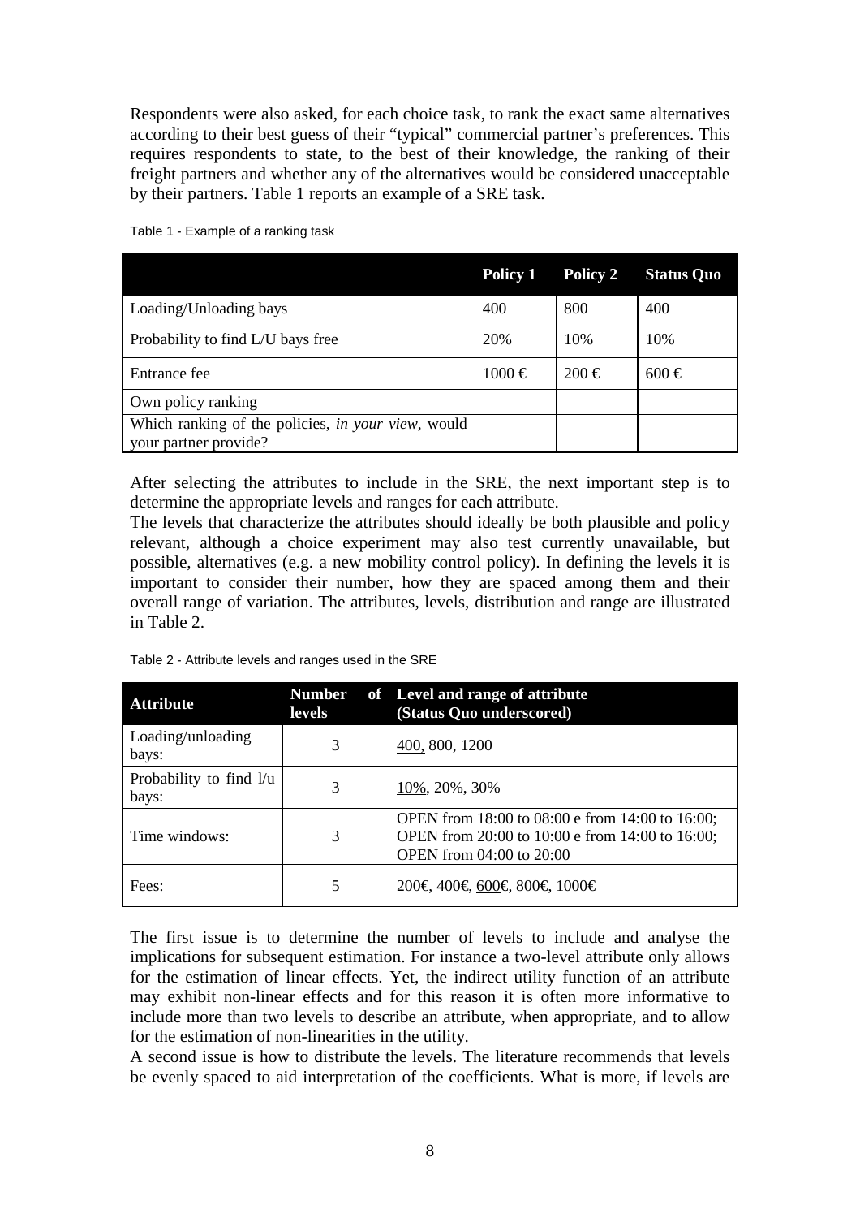Respondents were also asked, for each choice task, to rank the exact same alternatives according to their best guess of their "typical" commercial partner's preferences. This requires respondents to state, to the best of their knowledge, the ranking of their freight partners and whether any of the alternatives would be considered unacceptable by their partners. Table 1 reports an example of a SRE task.

Table 1 - Example of a ranking task

| | Policy 1 | Policy 2 | Status Quo |
|---|---|---|---|
| Loading/Unloading bays | 400 | 800 | 400 |
| Probability to find L/U bays free | 20% | 10% | 10% |
| Entrance fee | 1000 € | 200 € | 600 € |
| Own policy ranking | | | |
| Which ranking of the policies, *in your view*, would your partner provide? | | | |

After selecting the attributes to include in the SRE, the next important step is to determine the appropriate levels and ranges for each attribute.
The levels that characterize the attributes should ideally be both plausible and policy relevant, although a choice experiment may also test currently unavailable, but possible, alternatives (e.g. a new mobility control policy). In defining the levels it is important to consider their number, how they are spaced among them and their overall range of variation. The attributes, levels, distribution and range are illustrated in Table 2.

Table 2 - Attribute levels and ranges used in the SRE

| Attribute | Number of levels | Level and range of attribute (Status Quo underscored) |
|---|---|---|
| Loading/unloading bays: | 3 | <u>400,</u> 800, 1200 |
| Probability to find l/u bays: | 3 | <u>10%</u>, 20%, 30% |
| Time windows: | 3 | OPEN from 18:00 to 08:00 e from 14:00 to 16:00; <u>OPEN from 20:00 to 10:00 e from 14:00 to 16:00</u>; OPEN from 04:00 to 20:00 |
| Fees: | 5 | 200€, 400€, <u>600€</u>, 800€, 1000€ |

The first issue is to determine the number of levels to include and analyse the implications for subsequent estimation. For instance a two-level attribute only allows for the estimation of linear effects. Yet, the indirect utility function of an attribute may exhibit non-linear effects and for this reason it is often more informative to include more than two levels to describe an attribute, when appropriate, and to allow for the estimation of non-linearities in the utility.
A second issue is how to distribute the levels. The literature recommends that levels be evenly spaced to aid interpretation of the coefficients. What is more, if levels are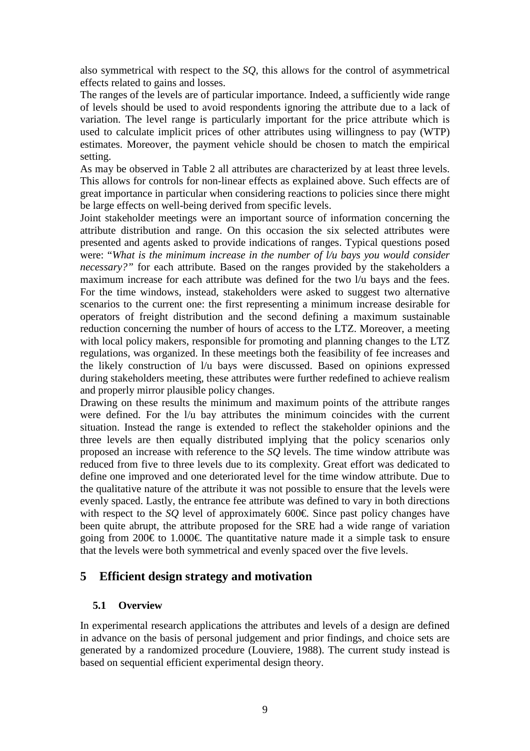also symmetrical with respect to the *SQ*, this allows for the control of asymmetrical effects related to gains and losses.

The ranges of the levels are of particular importance. Indeed, a sufficiently wide range of levels should be used to avoid respondents ignoring the attribute due to a lack of variation. The level range is particularly important for the price attribute which is used to calculate implicit prices of other attributes using willingness to pay (WTP) estimates. Moreover, the payment vehicle should be chosen to match the empirical setting.

As may be observed in Table 2 all attributes are characterized by at least three levels. This allows for controls for non-linear effects as explained above. Such effects are of great importance in particular when considering reactions to policies since there might be large effects on well-being derived from specific levels.

Joint stakeholder meetings were an important source of information concerning the attribute distribution and range. On this occasion the six selected attributes were presented and agents asked to provide indications of ranges. Typical questions posed were: "*What is the minimum increase in the number of l/u bays you would consider necessary?*" for each attribute. Based on the ranges provided by the stakeholders a maximum increase for each attribute was defined for the two l/u bays and the fees. For the time windows, instead, stakeholders were asked to suggest two alternative scenarios to the current one: the first representing a minimum increase desirable for operators of freight distribution and the second defining a maximum sustainable reduction concerning the number of hours of access to the LTZ. Moreover, a meeting with local policy makers, responsible for promoting and planning changes to the LTZ regulations, was organized. In these meetings both the feasibility of fee increases and the likely construction of l/u bays were discussed. Based on opinions expressed during stakeholders meeting, these attributes were further redefined to achieve realism and properly mirror plausible policy changes.

Drawing on these results the minimum and maximum points of the attribute ranges were defined. For the l/u bay attributes the minimum coincides with the current situation. Instead the range is extended to reflect the stakeholder opinions and the three levels are then equally distributed implying that the policy scenarios only proposed an increase with reference to the *SQ* levels. The time window attribute was reduced from five to three levels due to its complexity. Great effort was dedicated to define one improved and one deteriorated level for the time window attribute. Due to the qualitative nature of the attribute it was not possible to ensure that the levels were evenly spaced. Lastly, the entrance fee attribute was defined to vary in both directions with respect to the *SQ* level of approximately 600€. Since past policy changes have been quite abrupt, the attribute proposed for the SRE had a wide range of variation going from 200€ to 1.000€. The quantitative nature made it a simple task to ensure that the levels were both symmetrical and evenly spaced over the five levels.

# 5 Efficient design strategy and motivation

## 5.1 Overview

In experimental research applications the attributes and levels of a design are defined in advance on the basis of personal judgement and prior findings, and choice sets are generated by a randomized procedure (Louviere, 1988). The current study instead is based on sequential efficient experimental design theory.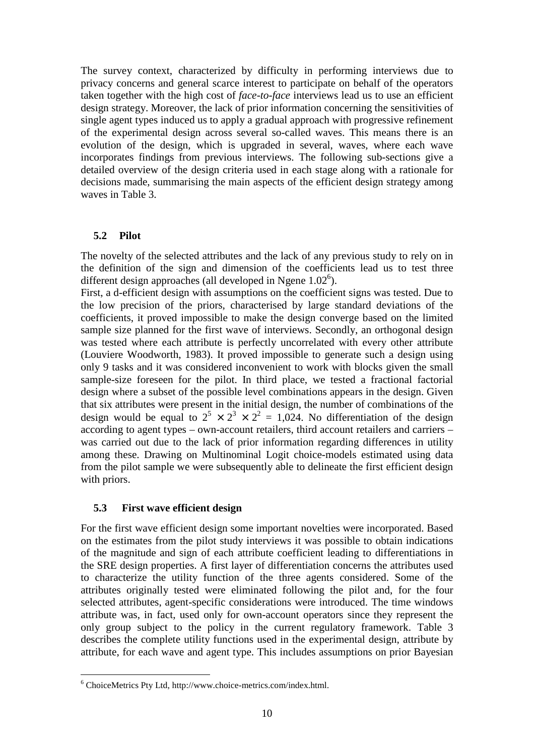The survey context, characterized by difficulty in performing interviews due to privacy concerns and general scarce interest to participate on behalf of the operators taken together with the high cost of *face-to-face* interviews lead us to use an efficient design strategy. Moreover, the lack of prior information concerning the sensitivities of single agent types induced us to apply a gradual approach with progressive refinement of the experimental design across several so-called waves. This means there is an evolution of the design, which is upgraded in several, waves, where each wave incorporates findings from previous interviews. The following sub-sections give a detailed overview of the design criteria used in each stage along with a rationale for decisions made, summarising the main aspects of the efficient design strategy among waves in Table 3.

### 5.2 Pilot

The novelty of the selected attributes and the lack of any previous study to rely on in the definition of the sign and dimension of the coefficients lead us to test three different design approaches (all developed in Ngene 1.02[6]).

First, a d-efficient design with assumptions on the coefficient signs was tested. Due to the low precision of the priors, characterised by large standard deviations of the coefficients, it proved impossible to make the design converge based on the limited sample size planned for the first wave of interviews. Secondly, an orthogonal design was tested where each attribute is perfectly uncorrelated with every other attribute (Louviere Woodworth, 1983). It proved impossible to generate such a design using only 9 tasks and it was considered inconvenient to work with blocks given the small sample-size foreseen for the pilot. In third place, we tested a fractional factorial design where a subset of the possible level combinations appears in the design. Given that six attributes were present in the initial design, the number of combinations of the design would be equal to $2^5 \times 2^3 \times 2^2 = 1{,}024$. No differentiation of the design according to agent types – own-account retailers, third account retailers and carriers – was carried out due to the lack of prior information regarding differences in utility among these. Drawing on Multinominal Logit choice-models estimated using data from the pilot sample we were subsequently able to delineate the first efficient design with priors.

### 5.3 First wave efficient design

For the first wave efficient design some important novelties were incorporated. Based on the estimates from the pilot study interviews it was possible to obtain indications of the magnitude and sign of each attribute coefficient leading to differentiations in the SRE design properties. A first layer of differentiation concerns the attributes used to characterize the utility function of the three agents considered. Some of the attributes originally tested were eliminated following the pilot and, for the four selected attributes, agent-specific considerations were introduced. The time windows attribute was, in fact, used only for own-account operators since they represent the only group subject to the policy in the current regulatory framework. Table 3 describes the complete utility functions used in the experimental design, attribute by attribute, for each wave and agent type. This includes assumptions on prior Bayesian

---

[6] ChoiceMetrics Pty Ltd, http://www.choice-metrics.com/index.html.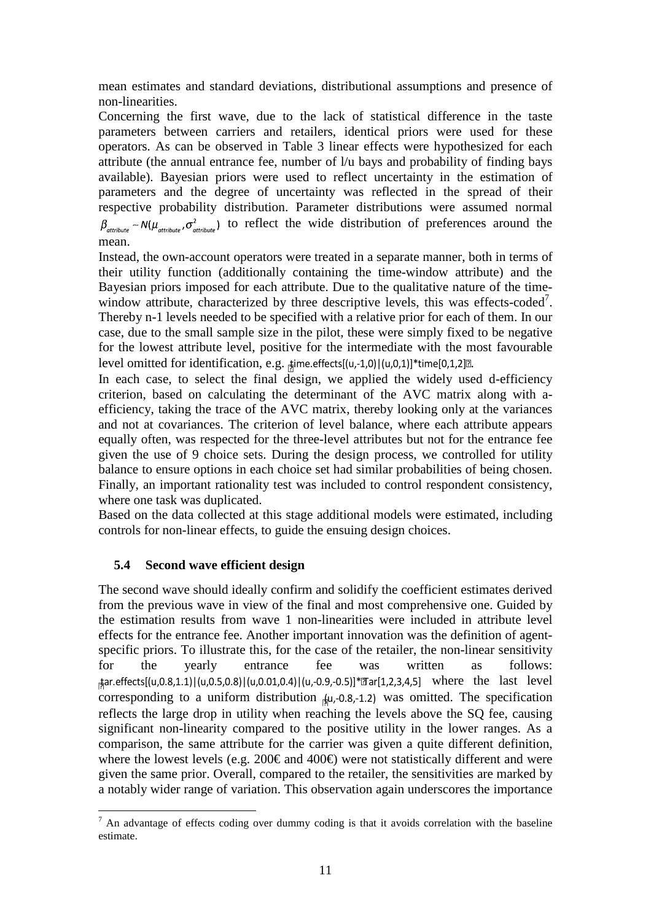mean estimates and standard deviations, distributional assumptions and presence of non-linearities.

Concerning the first wave, due to the lack of statistical difference in the taste parameters between carriers and retailers, identical priors were used for these operators. As can be observed in Table 3 linear effects were hypothesized for each attribute (the annual entrance fee, number of l/u bays and probability of finding bays available). Bayesian priors were used to reflect uncertainty in the estimation of parameters and the degree of uncertainty was reflected in the spread of their respective probability distribution. Parameter distributions were assumed normal $\beta_{attribute} \sim N(\mu_{attribute}, \sigma^2_{attribute})$ to reflect the wide distribution of preferences around the mean.

Instead, the own-account operators were treated in a separate manner, both in terms of their utility function (additionally containing the time-window attribute) and the Bayesian priors imposed for each attribute. Due to the qualitative nature of the time-window attribute, characterized by three descriptive levels, this was effects-coded[7]. Thereby n-1 levels needed to be specified with a relative prior for each of them. In our case, due to the small sample size in the pilot, these were simply fixed to be negative for the lowest attribute level, positive for the intermediate with the most favourable level omitted for identification, e.g. time.effects[(u,-1,0)|(u,0,1)]*time[0,1,2].

In each case, to select the final design, we applied the widely used d-efficiency criterion, based on calculating the determinant of the AVC matrix along with a-efficiency, taking the trace of the AVC matrix, thereby looking only at the variances and not at covariances. The criterion of level balance, where each attribute appears equally often, was respected for the three-level attributes but not for the entrance fee given the use of 9 choice sets. During the design process, we controlled for utility balance to ensure options in each choice set had similar probabilities of being chosen. Finally, an important rationality test was included to control respondent consistency, where one task was duplicated.

Based on the data collected at this stage additional models were estimated, including controls for non-linear effects, to guide the ensuing design choices.

### 5.4 Second wave efficient design

The second wave should ideally confirm and solidify the coefficient estimates derived from the previous wave in view of the final and most comprehensive one. Guided by the estimation results from wave 1 non-linearities were included in attribute level effects for the entrance fee. Another important innovation was the definition of agent-specific priors. To illustrate this, for the case of the retailer, the non-linear sensitivity for the yearly entrance fee was written as follows: tar.effects[(u,0.8,1.1)|(u,0.5,0.8)|(u,0.01,0.4)|(u,-0.9,-0.5)]*Tar[1,2,3,4,5] where the last level corresponding to a uniform distribution (u,-0.8,-1.2) was omitted. The specification reflects the large drop in utility when reaching the levels above the SQ fee, causing significant non-linearity compared to the positive utility in the lower ranges. As a comparison, the same attribute for the carrier was given a quite different definition, where the lowest levels (e.g. 200€ and 400€) were not statistically different and were given the same prior. Overall, compared to the retailer, the sensitivities are marked by a notably wider range of variation. This observation again underscores the importance

[7] An advantage of effects coding over dummy coding is that it avoids correlation with the baseline estimate.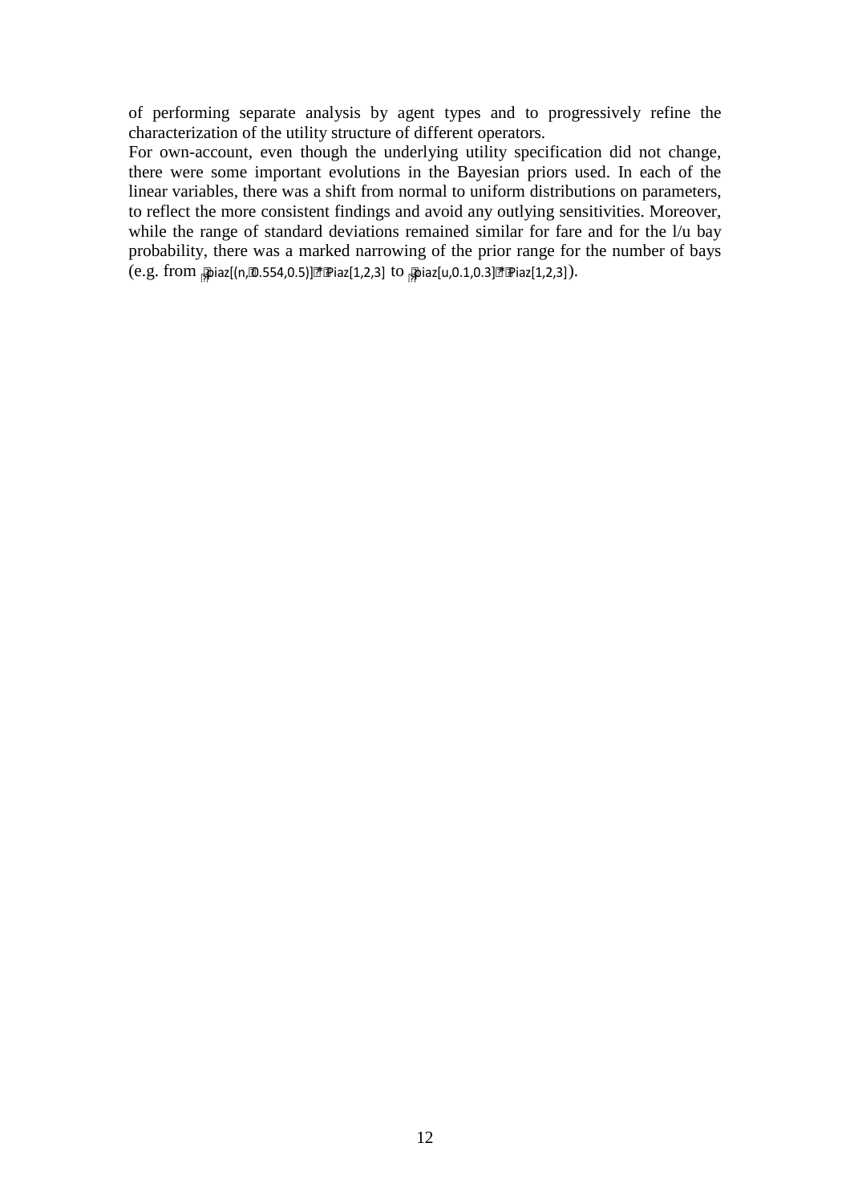of performing separate analysis by agent types and to progressively refine the characterization of the utility structure of different operators.

For own-account, even though the underlying utility specification did not change, there were some important evolutions in the Bayesian priors used. In each of the linear variables, there was a shift from normal to uniform distributions on parameters, to reflect the more consistent findings and avoid any outlying sensitivities. Moreover, while the range of standard deviations remained similar for fare and for the l/u bay probability, there was a marked narrowing of the prior range for the number of bays (e.g. from ?piaz[(n,?0.554,0.5)]?*?Piaz[1,2,3] to ?piaz[u,0.1,0.3]?*?Piaz[1,2,3]).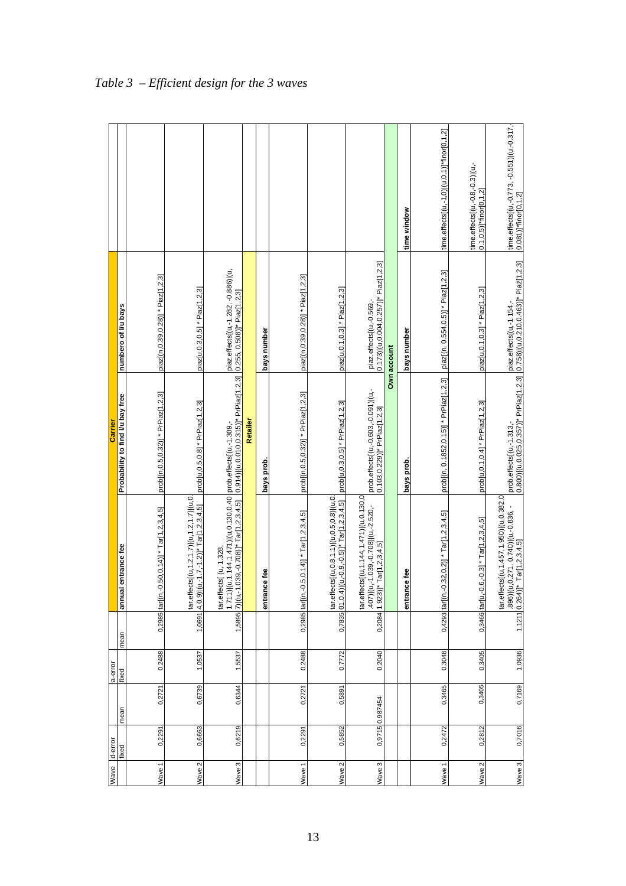*Table 3 – Efficient design for the 3 waves*

| Wave | d-error fixed | d-error mean | a-error fixed | a-error mean | Carrier: annual entrance fee | Carrier: Probability to find l/u bay free | Carrier: numbero of l/u bays | |
|---|---|---|---|---|---|---|---|---|
| Wave 1 | 0,2291 | 0,2721 | 0,2488 | 0,2985 | tar[(n,-0.50,0.14)] * Tar[1,2,3,4,5] | prob[(n,0.5,0.32)] * PrPiaz[1,2,3] | piaz[(n,0.39,0.28)] * Piaz[1,2,3] | |
| Wave 2 | 0,6663 | 0,6739 | 1,0537 | 1,0691 | tar.effects[(u,1.2,1.7)|(u,1.2,1.7)|(u,0.4,0.9)|(u,-1.7,-1.2)]* Tar[1,2,3,4,5] | prob[u,0.5,0.8] * PrPiaz[1,2,3] | piaz[u,0.3,0.5] * Piaz[1,2,3] | |
| Wave 3 | 0,6219 | 0,6344 | 1,5537 | 1,5895 | tar.effects[ (u, 1.328, 1.711)|(u,1.144,1.471)|(u,0.130,0.407)|(u,-1.039,-0.708)]* Tar[1,2,3,4,5] | prob.effects[(u,-1.309,-0.914)|(u,0.010,0.315)]* PrPiaz[1,2,3] | piaz.effects[(u,-1.282,-0.886)|(u,0.255, 0.508)]* Piaz[1,2,3] | |
| | | | | | **Retailer** | | | |
| | | | | | entrance fee | bays prob. | bays number | |
| Wave 1 | 0,2291 | 0,2721 | 0,2488 | 0,2985 | tar[(n,-0.5,0.14)] * Tar[1,2,3,4,5] | prob[(n,0.5,0.32)] * PrPiaz[1,2,3] | piaz[(n,0.39,0.28)] * Piaz[1,2,3] | |
| Wave 2 | 0,5852 | 0,5891 | 0,7772 | 0,7835 | tar.effects[(u,0.8,1.1)|(u,0.5,0.8)|(u,0.01,0.4)|(u,-0.9,-0.5)]* Tar[1,2,3,4,5] | prob[u,0.3,0.5] * PrPiaz[1,2,3] | piaz[u,0.1,0.3] * Piaz[1,2,3] | |
| Wave 3 | 0,9715 | 0,987454 | 0,2040 | 0,2084 | tar.effects[(u,1.144,1.471)|(u,0.130,0.407)|(u,-1.039,-0.708)|(u,-2.520,-1.923)]* Tar[1,2,3,4,5] | prob.effects[(u,-0.603,-0.091)|(u,-0.103,0.229)]* PrPiaz[1,2,3] | piaz.effects[(u,-0.569,-0.173)|(u,0.004,0.257)]* Piaz[1,2,3] | |
| | | | | | **Own account** | | | |
| | | | | | entrance fee | bays prob. | bays number | time window |
| Wave 1 | 0,2472 | 0,3465 | 0,3048 | 0,4293 | tar[(n,-0.32,0.2)] * Tar[1,2,3,4,5] | prob[(n, 0.1852,0.15)] * PrPiaz[1,2,3] | piaz[(n, 0.554,0.5)] * Piaz[1,2,3] | time.effects[(u,-1,0)|(u,0,1)]*finor[0,1,2] |
| Wave 2 | 0,2812 | 0,3405 | 0,3405 | 0,3466 | tar[u,-0.6,-0.3] * Tar[1,2,3,4,5] | prob[u,0.1,0.4] * PrPiaz[1,2,3] | piaz[u,0.1,0.3] * Piaz[1,2,3] | time.effects[(u,-0.8,-0.3)|(u,-0.1,0.5)]*finor[0,1,2] |
| Wave 3 | 0,7016 | 0,7169 | 1,0936 | 1,1211 | tar.effects[(u,1.457,1.950)|(u,0.382,0.896)|(u,0.271, 0.740)|(u,-0.836, -0.264)]* Tar[1,2,3,4,5] | prob.effects[(u,-1.313,-0.800)|(u,0.025,0.357)]* PrPiaz[1,2,3] | piaz.effects[(u,-1.154,-0.758)|(u,0.210,0.463)]* Piaz[1,2,3] | time.effects[(u,-0.773, -0.551)|(u,-0.317,-0.081)]*finor[0,1,2] |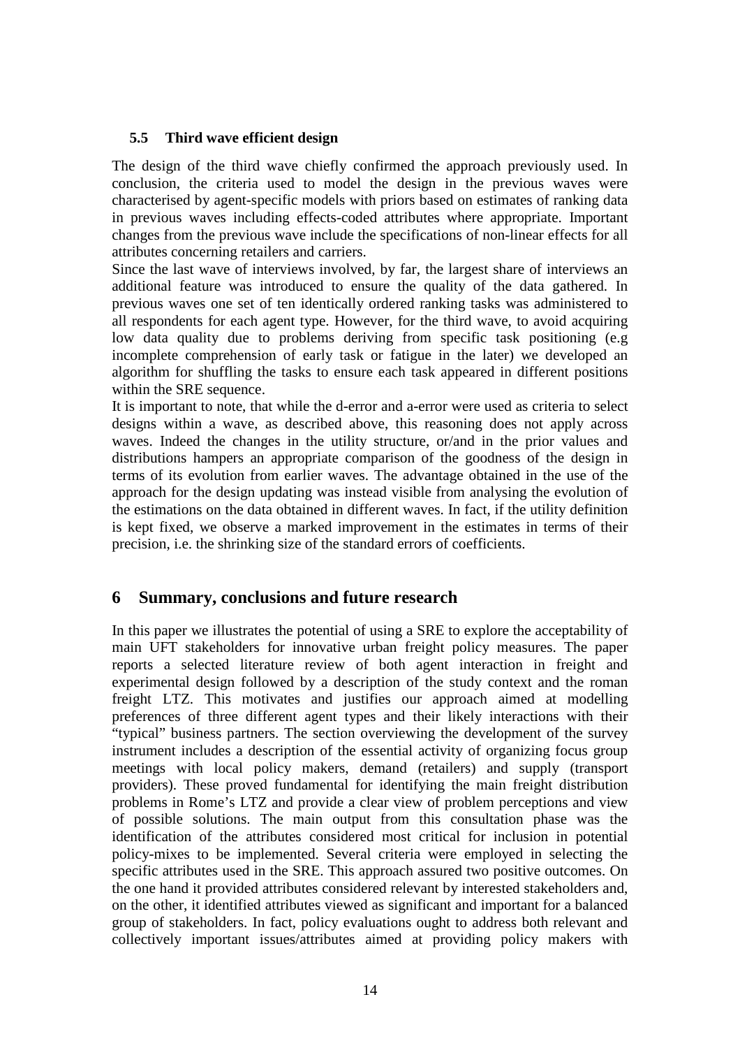### 5.5 Third wave efficient design

The design of the third wave chiefly confirmed the approach previously used. In conclusion, the criteria used to model the design in the previous waves were characterised by agent-specific models with priors based on estimates of ranking data in previous waves including effects-coded attributes where appropriate. Important changes from the previous wave include the specifications of non-linear effects for all attributes concerning retailers and carriers.

Since the last wave of interviews involved, by far, the largest share of interviews an additional feature was introduced to ensure the quality of the data gathered. In previous waves one set of ten identically ordered ranking tasks was administered to all respondents for each agent type. However, for the third wave, to avoid acquiring low data quality due to problems deriving from specific task positioning (e.g incomplete comprehension of early task or fatigue in the later) we developed an algorithm for shuffling the tasks to ensure each task appeared in different positions within the SRE sequence.

It is important to note, that while the d-error and a-error were used as criteria to select designs within a wave, as described above, this reasoning does not apply across waves. Indeed the changes in the utility structure, or/and in the prior values and distributions hampers an appropriate comparison of the goodness of the design in terms of its evolution from earlier waves. The advantage obtained in the use of the approach for the design updating was instead visible from analysing the evolution of the estimations on the data obtained in different waves. In fact, if the utility definition is kept fixed, we observe a marked improvement in the estimates in terms of their precision, i.e. the shrinking size of the standard errors of coefficients.

## 6 Summary, conclusions and future research

In this paper we illustrates the potential of using a SRE to explore the acceptability of main UFT stakeholders for innovative urban freight policy measures. The paper reports a selected literature review of both agent interaction in freight and experimental design followed by a description of the study context and the roman freight LTZ. This motivates and justifies our approach aimed at modelling preferences of three different agent types and their likely interactions with their "typical" business partners. The section overviewing the development of the survey instrument includes a description of the essential activity of organizing focus group meetings with local policy makers, demand (retailers) and supply (transport providers). These proved fundamental for identifying the main freight distribution problems in Rome's LTZ and provide a clear view of problem perceptions and view of possible solutions. The main output from this consultation phase was the identification of the attributes considered most critical for inclusion in potential policy-mixes to be implemented. Several criteria were employed in selecting the specific attributes used in the SRE. This approach assured two positive outcomes. On the one hand it provided attributes considered relevant by interested stakeholders and, on the other, it identified attributes viewed as significant and important for a balanced group of stakeholders. In fact, policy evaluations ought to address both relevant and collectively important issues/attributes aimed at providing policy makers with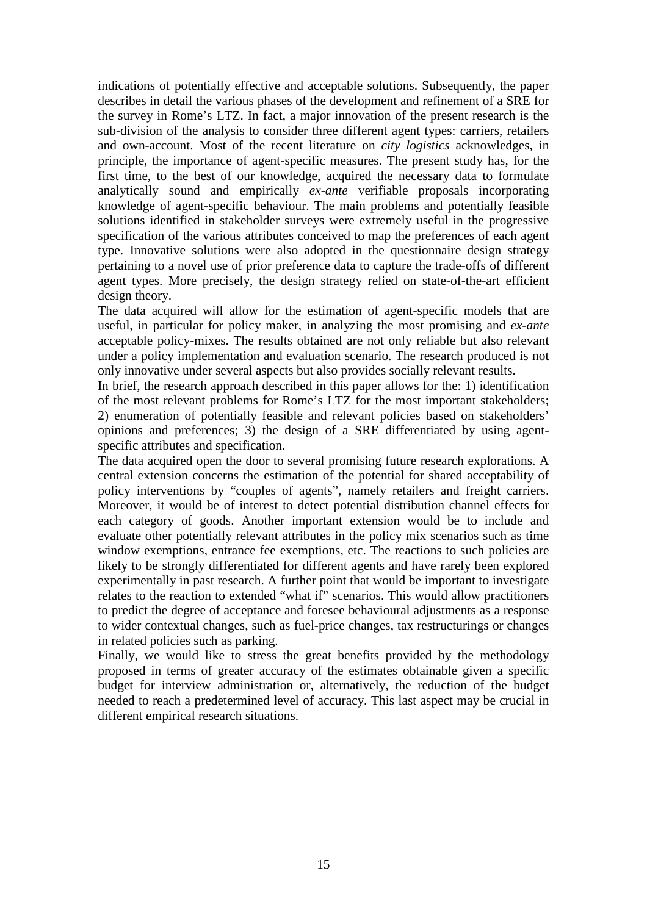indications of potentially effective and acceptable solutions. Subsequently, the paper describes in detail the various phases of the development and refinement of a SRE for the survey in Rome's LTZ. In fact, a major innovation of the present research is the sub-division of the analysis to consider three different agent types: carriers, retailers and own-account. Most of the recent literature on *city logistics* acknowledges, in principle, the importance of agent-specific measures. The present study has, for the first time, to the best of our knowledge, acquired the necessary data to formulate analytically sound and empirically *ex-ante* verifiable proposals incorporating knowledge of agent-specific behaviour. The main problems and potentially feasible solutions identified in stakeholder surveys were extremely useful in the progressive specification of the various attributes conceived to map the preferences of each agent type. Innovative solutions were also adopted in the questionnaire design strategy pertaining to a novel use of prior preference data to capture the trade-offs of different agent types. More precisely, the design strategy relied on state-of-the-art efficient design theory.

The data acquired will allow for the estimation of agent-specific models that are useful, in particular for policy maker, in analyzing the most promising and *ex-ante* acceptable policy-mixes. The results obtained are not only reliable but also relevant under a policy implementation and evaluation scenario. The research produced is not only innovative under several aspects but also provides socially relevant results.

In brief, the research approach described in this paper allows for the: 1) identification of the most relevant problems for Rome's LTZ for the most important stakeholders; 2) enumeration of potentially feasible and relevant policies based on stakeholders' opinions and preferences; 3) the design of a SRE differentiated by using agent-specific attributes and specification.

The data acquired open the door to several promising future research explorations. A central extension concerns the estimation of the potential for shared acceptability of policy interventions by "couples of agents", namely retailers and freight carriers. Moreover, it would be of interest to detect potential distribution channel effects for each category of goods. Another important extension would be to include and evaluate other potentially relevant attributes in the policy mix scenarios such as time window exemptions, entrance fee exemptions, etc. The reactions to such policies are likely to be strongly differentiated for different agents and have rarely been explored experimentally in past research. A further point that would be important to investigate relates to the reaction to extended "what if" scenarios. This would allow practitioners to predict the degree of acceptance and foresee behavioural adjustments as a response to wider contextual changes, such as fuel-price changes, tax restructurings or changes in related policies such as parking.

Finally, we would like to stress the great benefits provided by the methodology proposed in terms of greater accuracy of the estimates obtainable given a specific budget for interview administration or, alternatively, the reduction of the budget needed to reach a predetermined level of accuracy. This last aspect may be crucial in different empirical research situations.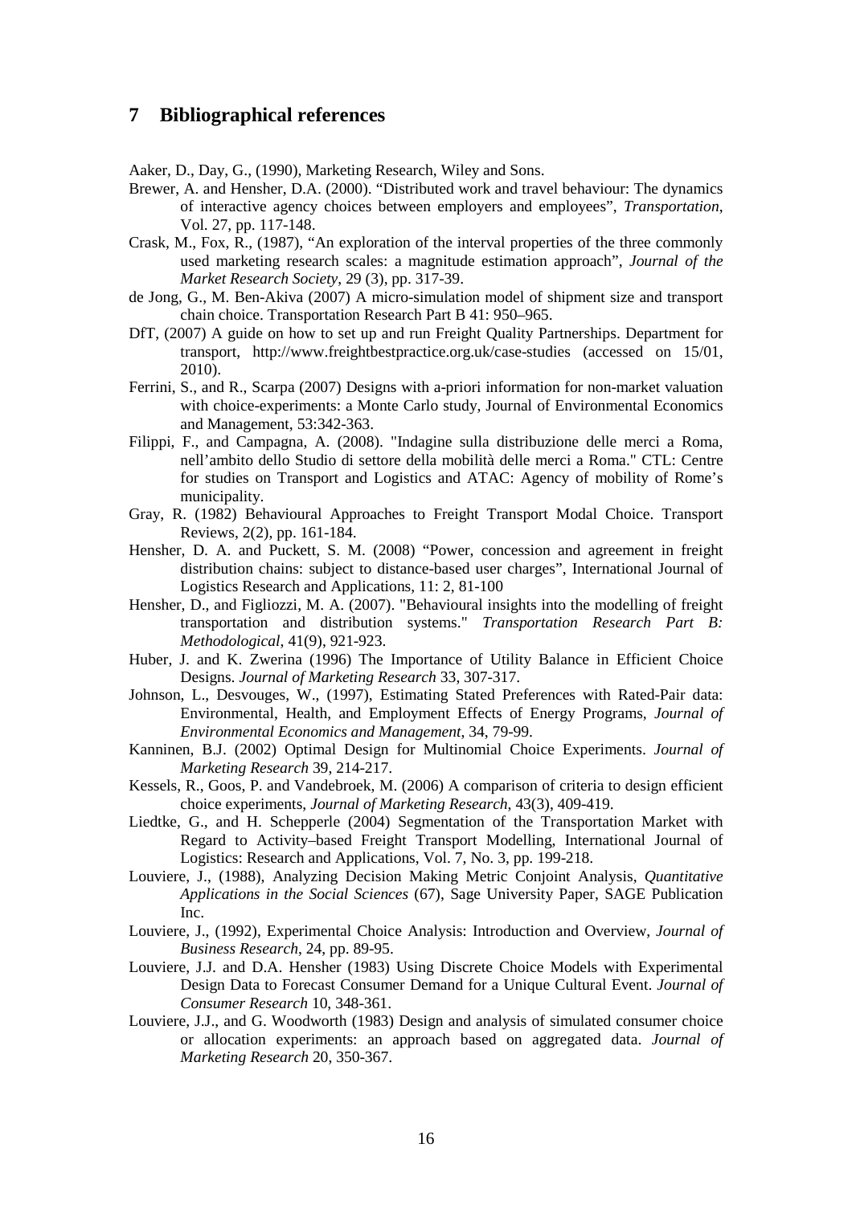## 7 Bibliographical references

Aaker, D., Day, G., (1990), Marketing Research, Wiley and Sons.

Brewer, A. and Hensher, D.A. (2000). "Distributed work and travel behaviour: The dynamics of interactive agency choices between employers and employees", *Transportation*, Vol. 27, pp. 117-148.

Crask, M., Fox, R., (1987), "An exploration of the interval properties of the three commonly used marketing research scales: a magnitude estimation approach", *Journal of the Market Research Society*, 29 (3), pp. 317-39.

de Jong, G., M. Ben-Akiva (2007) A micro-simulation model of shipment size and transport chain choice. Transportation Research Part B 41: 950–965.

DfT, (2007) A guide on how to set up and run Freight Quality Partnerships. Department for transport, http://www.freightbestpractice.org.uk/case-studies (accessed on 15/01, 2010).

Ferrini, S., and R., Scarpa (2007) Designs with a-priori information for non-market valuation with choice-experiments: a Monte Carlo study, Journal of Environmental Economics and Management, 53:342-363.

Filippi, F., and Campagna, A. (2008). "Indagine sulla distribuzione delle merci a Roma, nell'ambito dello Studio di settore della mobilità delle merci a Roma." CTL: Centre for studies on Transport and Logistics and ATAC: Agency of mobility of Rome's municipality.

Gray, R. (1982) Behavioural Approaches to Freight Transport Modal Choice. Transport Reviews, 2(2), pp. 161-184.

Hensher, D. A. and Puckett, S. M. (2008) "Power, concession and agreement in freight distribution chains: subject to distance-based user charges", International Journal of Logistics Research and Applications, 11: 2, 81-100

Hensher, D., and Figliozzi, M. A. (2007). "Behavioural insights into the modelling of freight transportation and distribution systems." *Transportation Research Part B: Methodological*, 41(9), 921-923.

Huber, J. and K. Zwerina (1996) The Importance of Utility Balance in Efficient Choice Designs. *Journal of Marketing Research* 33, 307-317.

Johnson, L., Desvouges, W., (1997), Estimating Stated Preferences with Rated-Pair data: Environmental, Health, and Employment Effects of Energy Programs, *Journal of Environmental Economics and Management*, 34, 79-99.

Kanninen, B.J. (2002) Optimal Design for Multinomial Choice Experiments. *Journal of Marketing Research* 39, 214-217.

Kessels, R., Goos, P. and Vandebroek, M. (2006) A comparison of criteria to design efficient choice experiments, *Journal of Marketing Research*, 43(3), 409-419.

Liedtke, G., and H. Schepperle (2004) Segmentation of the Transportation Market with Regard to Activity–based Freight Transport Modelling, International Journal of Logistics: Research and Applications, Vol. 7, No. 3, pp. 199-218.

Louviere, J., (1988), Analyzing Decision Making Metric Conjoint Analysis, *Quantitative Applications in the Social Sciences* (67), Sage University Paper, SAGE Publication Inc.

Louviere, J., (1992), Experimental Choice Analysis: Introduction and Overview, *Journal of Business Research*, 24, pp. 89-95.

Louviere, J.J. and D.A. Hensher (1983) Using Discrete Choice Models with Experimental Design Data to Forecast Consumer Demand for a Unique Cultural Event. *Journal of Consumer Research* 10, 348-361.

Louviere, J.J., and G. Woodworth (1983) Design and analysis of simulated consumer choice or allocation experiments: an approach based on aggregated data. *Journal of Marketing Research* 20, 350-367.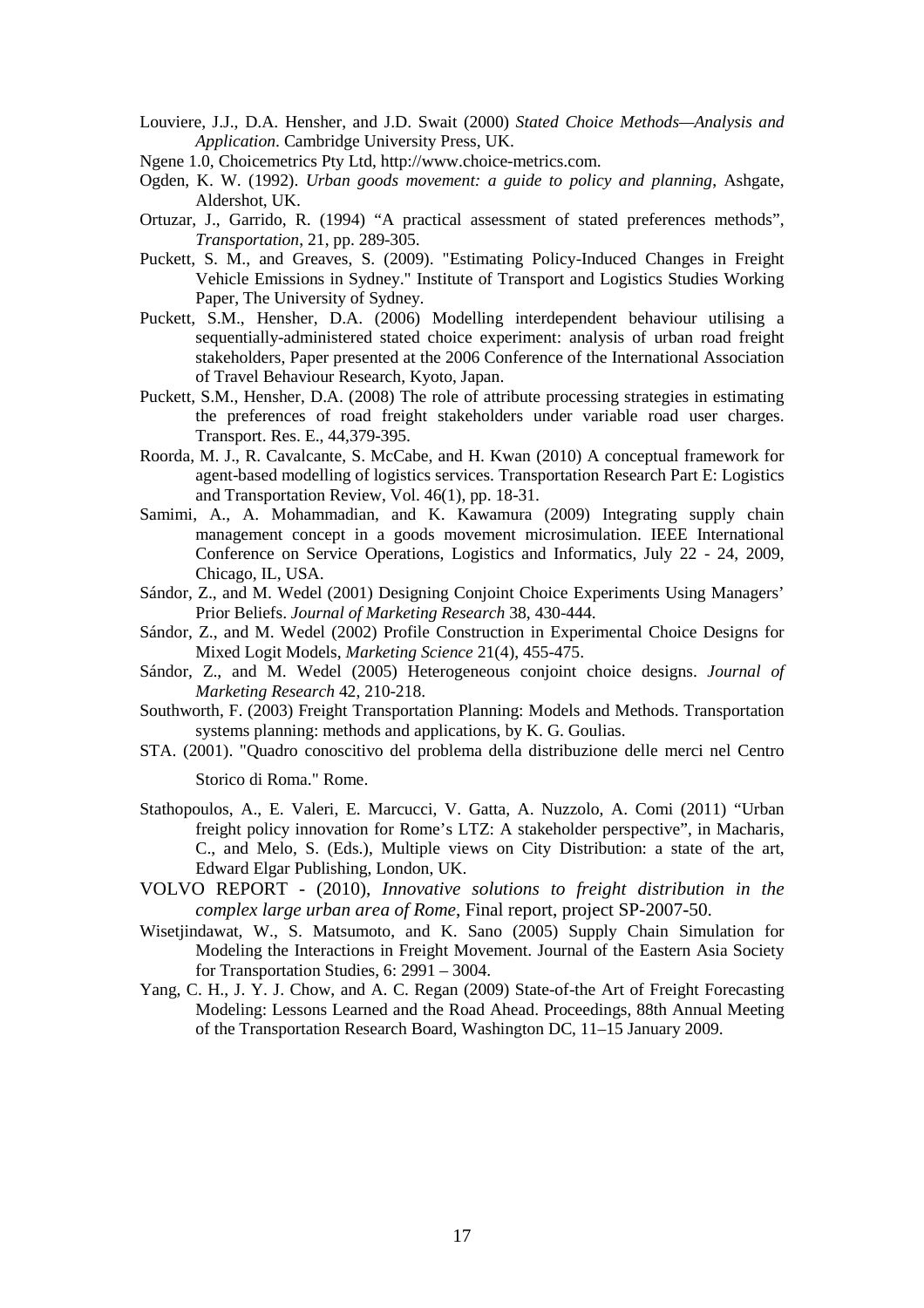Louviere, J.J., D.A. Hensher, and J.D. Swait (2000) *Stated Choice Methods—Analysis and Application*. Cambridge University Press, UK.

Ngene 1.0, Choicemetrics Pty Ltd, http://www.choice-metrics.com.

Ogden, K. W. (1992). *Urban goods movement: a guide to policy and planning*, Ashgate, Aldershot, UK.

Ortuzar, J., Garrido, R. (1994) "A practical assessment of stated preferences methods", *Transportation*, 21, pp. 289-305.

Puckett, S. M., and Greaves, S. (2009). "Estimating Policy-Induced Changes in Freight Vehicle Emissions in Sydney." Institute of Transport and Logistics Studies Working Paper, The University of Sydney.

Puckett, S.M., Hensher, D.A. (2006) Modelling interdependent behaviour utilising a sequentially-administered stated choice experiment: analysis of urban road freight stakeholders, Paper presented at the 2006 Conference of the International Association of Travel Behaviour Research, Kyoto, Japan.

Puckett, S.M., Hensher, D.A. (2008) The role of attribute processing strategies in estimating the preferences of road freight stakeholders under variable road user charges. Transport. Res. E., 44,379-395.

Roorda, M. J., R. Cavalcante, S. McCabe, and H. Kwan (2010) A conceptual framework for agent-based modelling of logistics services. Transportation Research Part E: Logistics and Transportation Review, Vol. 46(1), pp. 18-31.

Samimi, A., A. Mohammadian, and K. Kawamura (2009) Integrating supply chain management concept in a goods movement microsimulation. IEEE International Conference on Service Operations, Logistics and Informatics, July 22 - 24, 2009, Chicago, IL, USA.

Sándor, Z., and M. Wedel (2001) Designing Conjoint Choice Experiments Using Managers' Prior Beliefs. *Journal of Marketing Research* 38, 430-444.

Sándor, Z., and M. Wedel (2002) Profile Construction in Experimental Choice Designs for Mixed Logit Models, *Marketing Science* 21(4), 455-475.

Sándor, Z., and M. Wedel (2005) Heterogeneous conjoint choice designs. *Journal of Marketing Research* 42, 210-218.

Southworth, F. (2003) Freight Transportation Planning: Models and Methods. Transportation systems planning: methods and applications, by K. G. Goulias.

STA. (2001). "Quadro conoscitivo del problema della distribuzione delle merci nel Centro Storico di Roma." Rome.

Stathopoulos, A., E. Valeri, E. Marcucci, V. Gatta, A. Nuzzolo, A. Comi (2011) "Urban freight policy innovation for Rome's LTZ: A stakeholder perspective", in Macharis, C., and Melo, S. (Eds.), Multiple views on City Distribution: a state of the art, Edward Elgar Publishing, London, UK.

VOLVO REPORT - (2010), *Innovative solutions to freight distribution in the complex large urban area of Rome*, Final report, project SP-2007-50.

Wisetjindawat, W., S. Matsumoto, and K. Sano (2005) Supply Chain Simulation for Modeling the Interactions in Freight Movement. Journal of the Eastern Asia Society for Transportation Studies, 6: 2991 – 3004.

Yang, C. H., J. Y. J. Chow, and A. C. Regan (2009) State-of-the Art of Freight Forecasting Modeling: Lessons Learned and the Road Ahead. Proceedings, 88th Annual Meeting of the Transportation Research Board, Washington DC, 11–15 January 2009.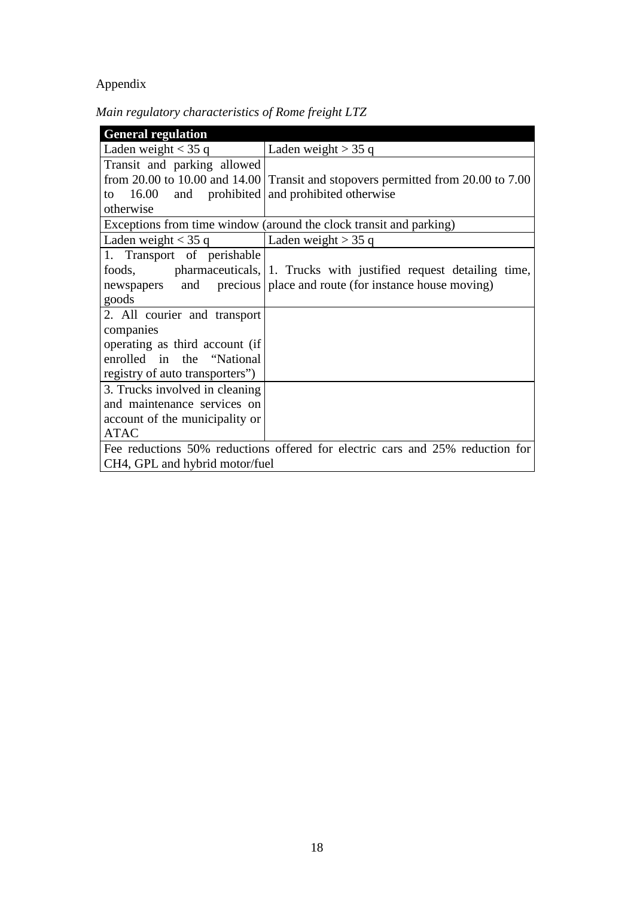Appendix

*Main regulatory characteristics of Rome freight LTZ*

| **General regulation** | |
|---|---|
| Laden weight < 35 q | Laden weight > 35 q |
| Transit and parking allowed from 20.00 to 10.00 and 14.00 to 16.00 and prohibited otherwise | Transit and stopovers permitted from 20.00 to 7.00 and prohibited otherwise |
| Exceptions from time window (around the clock transit and parking) | |
| Laden weight < 35 q | Laden weight > 35 q |
| 1. Transport of perishable foods, pharmaceuticals, newspapers and precious goods | 1. Trucks with justified request detailing time, place and route (for instance house moving) |
| 2. All courier and transport companies operating as third account (if enrolled in the "National registry of auto transporters") | |
| 3. Trucks involved in cleaning and maintenance services on account of the municipality or ATAC | |
| Fee reductions 50% reductions offered for electric cars and 25% reduction for CH4, GPL and hybrid motor/fuel | |